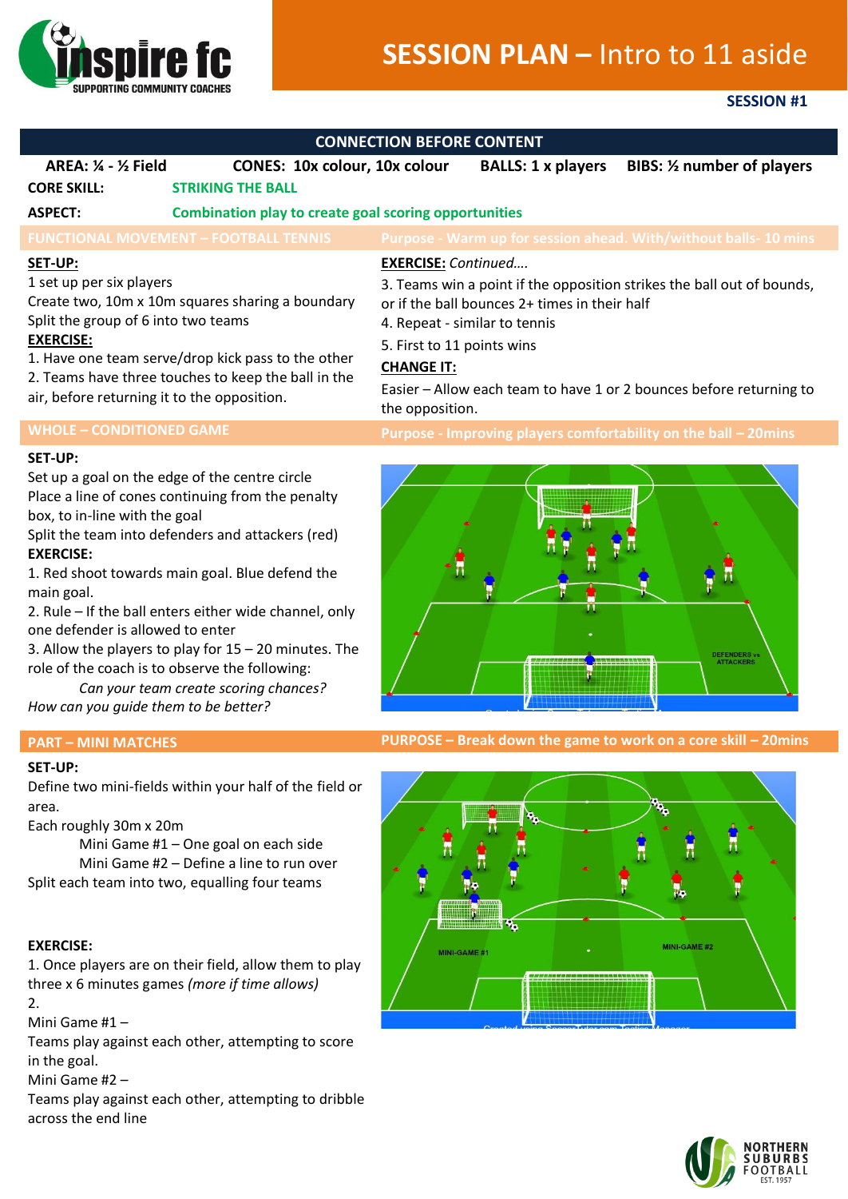# SESSION PLAN – Intro to 11 aside

**SESSION #1**

## CONNECTION BEFORE CONTENT

**AREA: ¼ - ½ Field** **CONES: 10x colour, 10x colour** **BALLS: 1 x players** **BIBS: ½ number of players**

**CORE SKILL:** STRIKING THE BALL

**ASPECT:** Combination play to create goal scoring opportunities

### FUNCTIONAL MOVEMENT – FOOTBALL TENNIS

**Purpose - Warm up for session ahead. With/without balls- 10 mins**

**SET-UP:**

1 set up per six players
Create two, 10m x 10m squares sharing a boundary
Split the group of 6 into two teams

**EXERCISE:**

1. Have one team serve/drop kick pass to the other
2. Teams have three touches to keep the ball in the air, before returning it to the opposition.

**EXERCISE:** *Continued….*

3. Teams win a point if the opposition strikes the ball out of bounds, or if the ball bounces 2+ times in their half
4. Repeat - similar to tennis
5. First to 11 points wins

**CHANGE IT:**

Easier – Allow each team to have 1 or 2 bounces before returning to the opposition.

### WHOLE – CONDITIONED GAME

**Purpose - Improving players comfortability on the ball – 20mins**

**SET-UP:**

Set up a goal on the edge of the centre circle
Place a line of cones continuing from the penalty box, to in-line with the goal
Split the team into defenders and attackers (red)

**EXERCISE:**

1. Red shoot towards main goal. Blue defend the main goal.
2. Rule – If the ball enters either wide channel, only one defender is allowed to enter
3. Allow the players to play for 15 – 20 minutes. The role of the coach is to observe the following:

*Can your team create scoring chances?*
*How can you guide them to be better?*

### PART – MINI MATCHES

**PURPOSE – Break down the game to work on a core skill – 20mins**

**SET-UP:**

Define two mini-fields within your half of the field or area.
Each roughly 30m x 20m
Mini Game #1 – One goal on each side
Mini Game #2 – Define a line to run over
Split each team into two, equalling four teams

**EXERCISE:**

1. Once players are on their field, allow them to play three x 6 minutes games *(more if time allows)*
2.
Mini Game #1 –
Teams play against each other, attempting to score in the goal.
Mini Game #2 –
Teams play against each other, attempting to dribble across the end line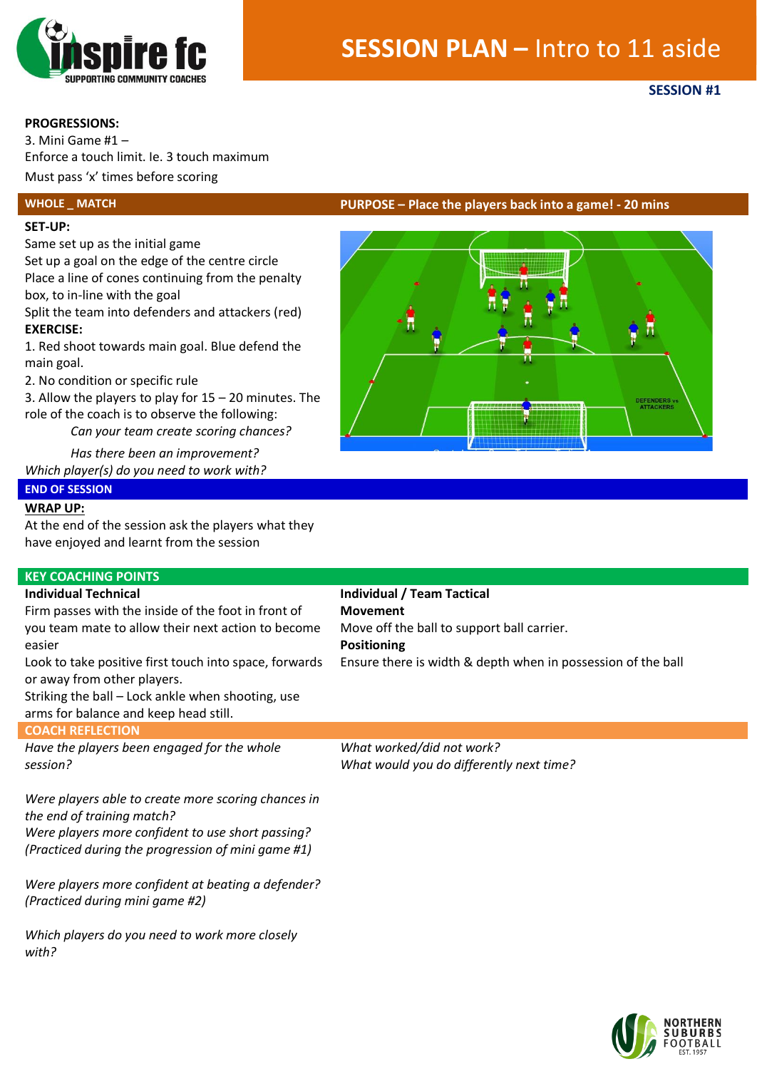# SESSION PLAN – Intro to 11 aside

**SESSION #1**

**PROGRESSIONS:**

3. Mini Game #1 –
Enforce a touch limit. Ie. 3 touch maximum
Must pass 'x' times before scoring

## WHOLE _ MATCH

**PURPOSE – Place the players back into a game! - 20 mins**

**SET-UP:**

Same set up as the initial game
Set up a goal on the edge of the centre circle
Place a line of cones continuing from the penalty box, to in-line with the goal
Split the team into defenders and attackers (red)

**EXERCISE:**

1. Red shoot towards main goal. Blue defend the main goal.
2. No condition or specific rule
3. Allow the players to play for 15 – 20 minutes. The role of the coach is to observe the following:

   *Can your team create scoring chances?*

   *Has there been an improvement?*

*Which player(s) do you need to work with?*

DEFENDERS vs ATTACKERS

## END OF SESSION

**WRAP UP:**

At the end of the session ask the players what they have enjoyed and learnt from the session

## KEY COACHING POINTS

**Individual Technical**

Firm passes with the inside of the foot in front of you team mate to allow their next action to become easier
Look to take positive first touch into space, forwards or away from other players.
Striking the ball – Lock ankle when shooting, use arms for balance and keep head still.

**Individual / Team Tactical**

**Movement**

Move off the ball to support ball carrier.

**Positioning**

Ensure there is width & depth when in possession of the ball

## COACH REFLECTION

*Have the players been engaged for the whole session?*

*Were players able to create more scoring chances in the end of training match?*
*Were players more confident to use short passing? (Practiced during the progression of mini game #1)*

*Were players more confident at beating a defender? (Practiced during mini game #2)*

*Which players do you need to work more closely with?*

*What worked/did not work?*
*What would you do differently next time?*